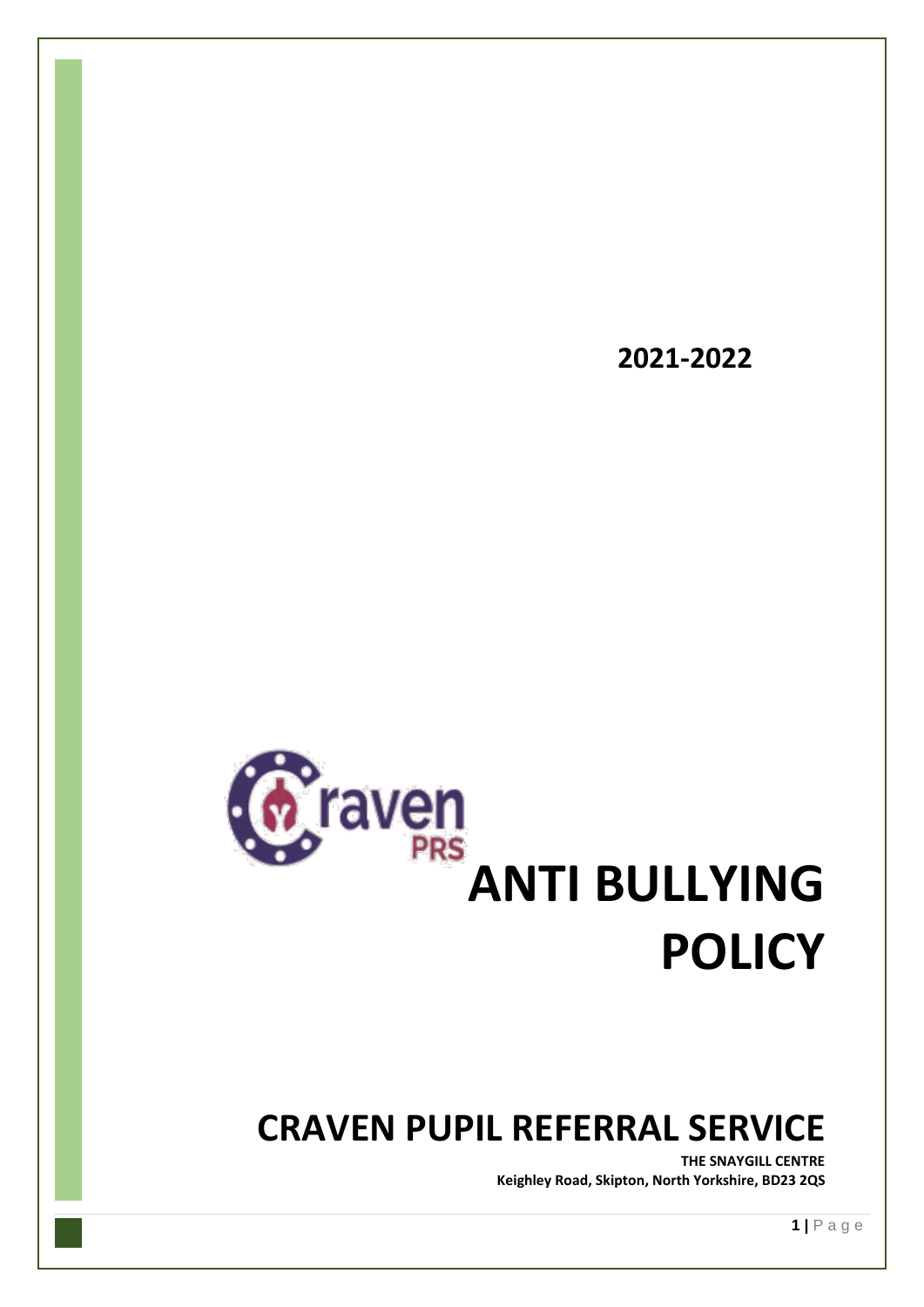2021-2022

# ANTI BULLYING POLICY

## CRAVEN PUPIL REFERRAL SERVICE

**THE SNAYGILL CENTRE**
**Keighley Road, Skipton, North Yorkshire, BD23 2QS**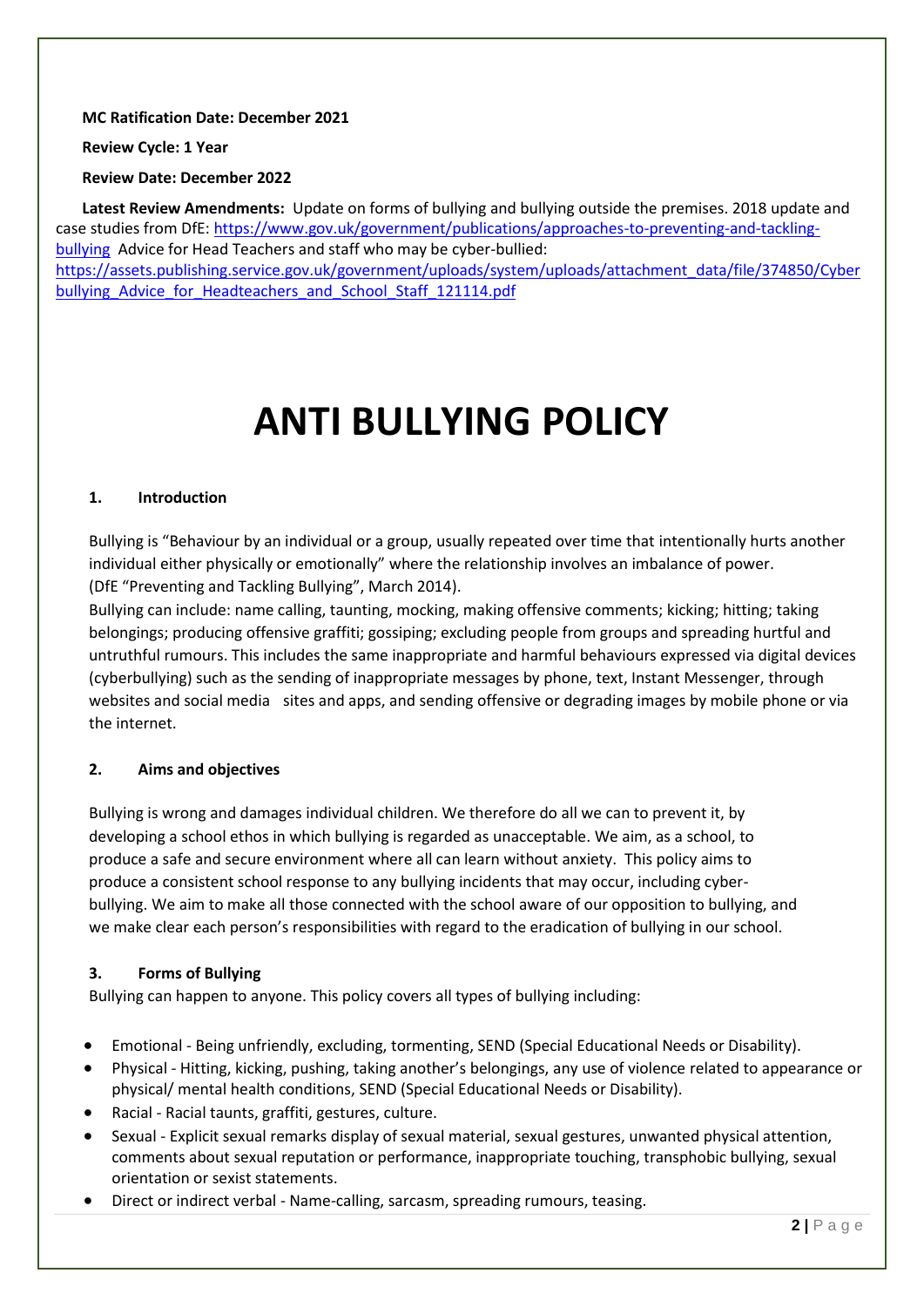**MC Ratification Date: December 2021**

**Review Cycle: 1 Year**

**Review Date: December 2022**

**Latest Review Amendments:** Update on forms of bullying and bullying outside the premises. 2018 update and case studies from DfE: https://www.gov.uk/government/publications/approaches-to-preventing-and-tackling-bullying Advice for Head Teachers and staff who may be cyber-bullied: https://assets.publishing.service.gov.uk/government/uploads/system/uploads/attachment_data/file/374850/Cyberbullying_Advice_for_Headteachers_and_School_Staff_121114.pdf

# ANTI BULLYING POLICY

## 1. Introduction

Bullying is "Behaviour by an individual or a group, usually repeated over time that intentionally hurts another individual either physically or emotionally" where the relationship involves an imbalance of power. (DfE "Preventing and Tackling Bullying", March 2014).

Bullying can include: name calling, taunting, mocking, making offensive comments; kicking; hitting; taking belongings; producing offensive graffiti; gossiping; excluding people from groups and spreading hurtful and untruthful rumours. This includes the same inappropriate and harmful behaviours expressed via digital devices (cyberbullying) such as the sending of inappropriate messages by phone, text, Instant Messenger, through websites and social media sites and apps, and sending offensive or degrading images by mobile phone or via the internet.

## 2. Aims and objectives

Bullying is wrong and damages individual children. We therefore do all we can to prevent it, by developing a school ethos in which bullying is regarded as unacceptable. We aim, as a school, to produce a safe and secure environment where all can learn without anxiety. This policy aims to produce a consistent school response to any bullying incidents that may occur, including cyber-bullying. We aim to make all those connected with the school aware of our opposition to bullying, and we make clear each person's responsibilities with regard to the eradication of bullying in our school.

## 3. Forms of Bullying

Bullying can happen to anyone. This policy covers all types of bullying including:

- Emotional - Being unfriendly, excluding, tormenting, SEND (Special Educational Needs or Disability).
- Physical - Hitting, kicking, pushing, taking another's belongings, any use of violence related to appearance or physical/ mental health conditions, SEND (Special Educational Needs or Disability).
- Racial - Racial taunts, graffiti, gestures, culture.
- Sexual - Explicit sexual remarks display of sexual material, sexual gestures, unwanted physical attention, comments about sexual reputation or performance, inappropriate touching, transphobic bullying, sexual orientation or sexist statements.
- Direct or indirect verbal - Name-calling, sarcasm, spreading rumours, teasing.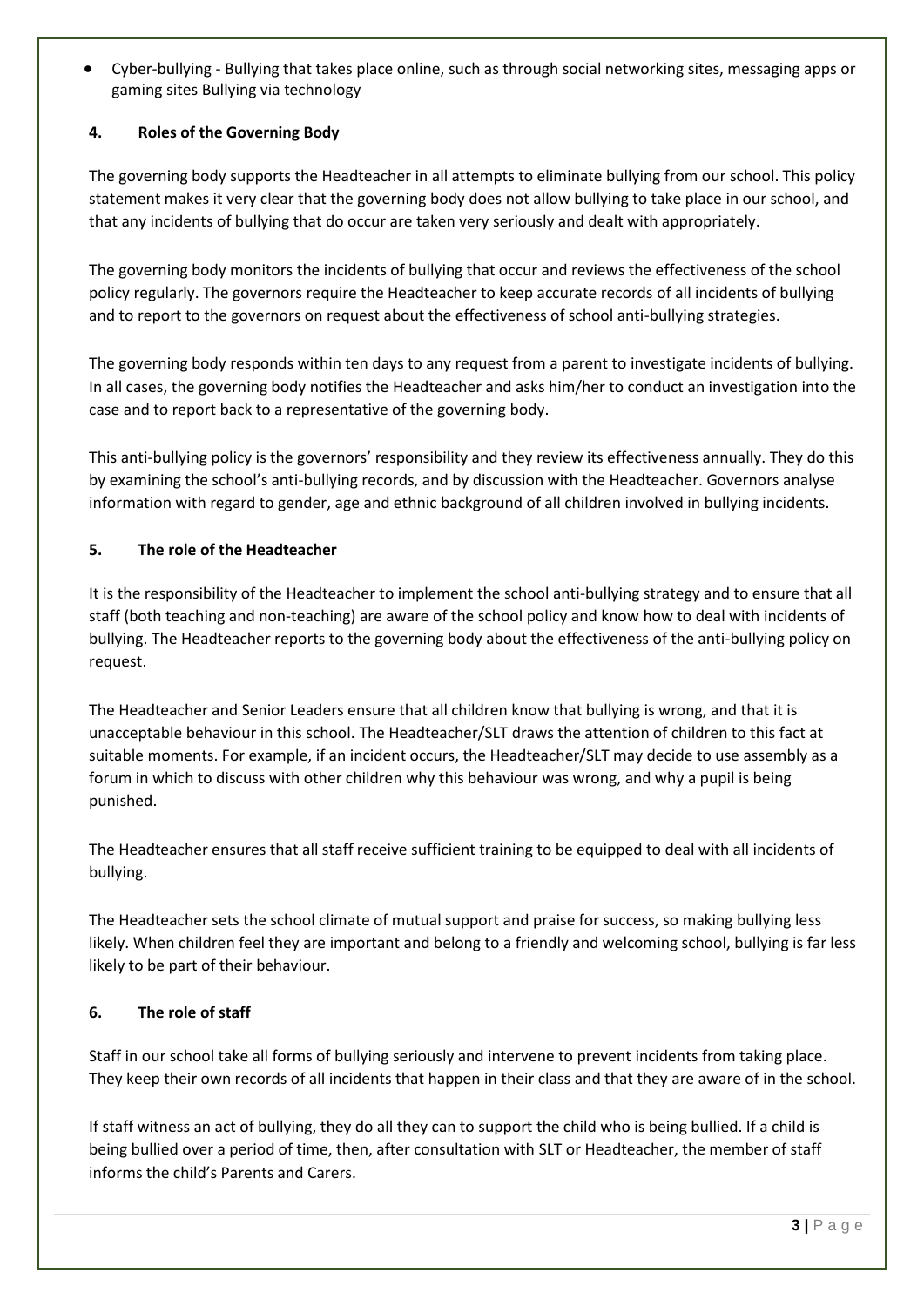- Cyber-bullying - Bullying that takes place online, such as through social networking sites, messaging apps or gaming sites Bullying via technology

## 4. Roles of the Governing Body

The governing body supports the Headteacher in all attempts to eliminate bullying from our school. This policy statement makes it very clear that the governing body does not allow bullying to take place in our school, and that any incidents of bullying that do occur are taken very seriously and dealt with appropriately.

The governing body monitors the incidents of bullying that occur and reviews the effectiveness of the school policy regularly. The governors require the Headteacher to keep accurate records of all incidents of bullying and to report to the governors on request about the effectiveness of school anti-bullying strategies.

The governing body responds within ten days to any request from a parent to investigate incidents of bullying. In all cases, the governing body notifies the Headteacher and asks him/her to conduct an investigation into the case and to report back to a representative of the governing body.

This anti-bullying policy is the governors' responsibility and they review its effectiveness annually. They do this by examining the school's anti-bullying records, and by discussion with the Headteacher. Governors analyse information with regard to gender, age and ethnic background of all children involved in bullying incidents.

## 5. The role of the Headteacher

It is the responsibility of the Headteacher to implement the school anti-bullying strategy and to ensure that all staff (both teaching and non-teaching) are aware of the school policy and know how to deal with incidents of bullying. The Headteacher reports to the governing body about the effectiveness of the anti-bullying policy on request.

The Headteacher and Senior Leaders ensure that all children know that bullying is wrong, and that it is unacceptable behaviour in this school. The Headteacher/SLT draws the attention of children to this fact at suitable moments. For example, if an incident occurs, the Headteacher/SLT may decide to use assembly as a forum in which to discuss with other children why this behaviour was wrong, and why a pupil is being punished.

The Headteacher ensures that all staff receive sufficient training to be equipped to deal with all incidents of bullying.

The Headteacher sets the school climate of mutual support and praise for success, so making bullying less likely. When children feel they are important and belong to a friendly and welcoming school, bullying is far less likely to be part of their behaviour.

## 6. The role of staff

Staff in our school take all forms of bullying seriously and intervene to prevent incidents from taking place. They keep their own records of all incidents that happen in their class and that they are aware of in the school.

If staff witness an act of bullying, they do all they can to support the child who is being bullied. If a child is being bullied over a period of time, then, after consultation with SLT or Headteacher, the member of staff informs the child's Parents and Carers.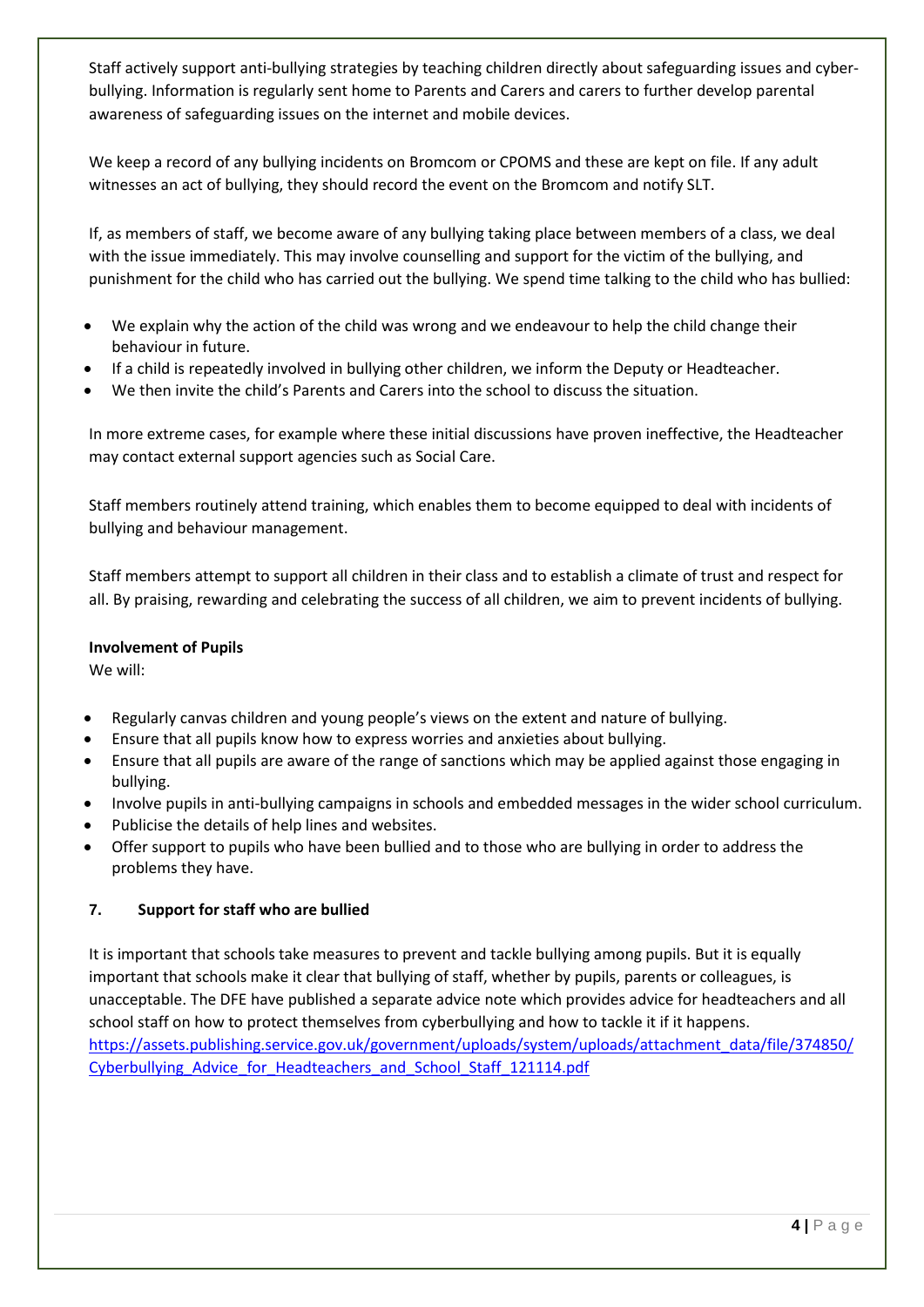Staff actively support anti-bullying strategies by teaching children directly about safeguarding issues and cyber-bullying. Information is regularly sent home to Parents and Carers and carers to further develop parental awareness of safeguarding issues on the internet and mobile devices.

We keep a record of any bullying incidents on Bromcom or CPOMS and these are kept on file. If any adult witnesses an act of bullying, they should record the event on the Bromcom and notify SLT.

If, as members of staff, we become aware of any bullying taking place between members of a class, we deal with the issue immediately. This may involve counselling and support for the victim of the bullying, and punishment for the child who has carried out the bullying. We spend time talking to the child who has bullied:

- We explain why the action of the child was wrong and we endeavour to help the child change their behaviour in future.
- If a child is repeatedly involved in bullying other children, we inform the Deputy or Headteacher.
- We then invite the child's Parents and Carers into the school to discuss the situation.

In more extreme cases, for example where these initial discussions have proven ineffective, the Headteacher may contact external support agencies such as Social Care.

Staff members routinely attend training, which enables them to become equipped to deal with incidents of bullying and behaviour management.

Staff members attempt to support all children in their class and to establish a climate of trust and respect for all. By praising, rewarding and celebrating the success of all children, we aim to prevent incidents of bullying.

**Involvement of Pupils**

We will:

- Regularly canvas children and young people's views on the extent and nature of bullying.
- Ensure that all pupils know how to express worries and anxieties about bullying.
- Ensure that all pupils are aware of the range of sanctions which may be applied against those engaging in bullying.
- Involve pupils in anti-bullying campaigns in schools and embedded messages in the wider school curriculum.
- Publicise the details of help lines and websites.
- Offer support to pupils who have been bullied and to those who are bullying in order to address the problems they have.

## 7. Support for staff who are bullied

It is important that schools take measures to prevent and tackle bullying among pupils. But it is equally important that schools make it clear that bullying of staff, whether by pupils, parents or colleagues, is unacceptable. The DFE have published a separate advice note which provides advice for headteachers and all school staff on how to protect themselves from cyberbullying and how to tackle it if it happens. https://assets.publishing.service.gov.uk/government/uploads/system/uploads/attachment_data/file/374850/Cyberbullying_Advice_for_Headteachers_and_School_Staff_121114.pdf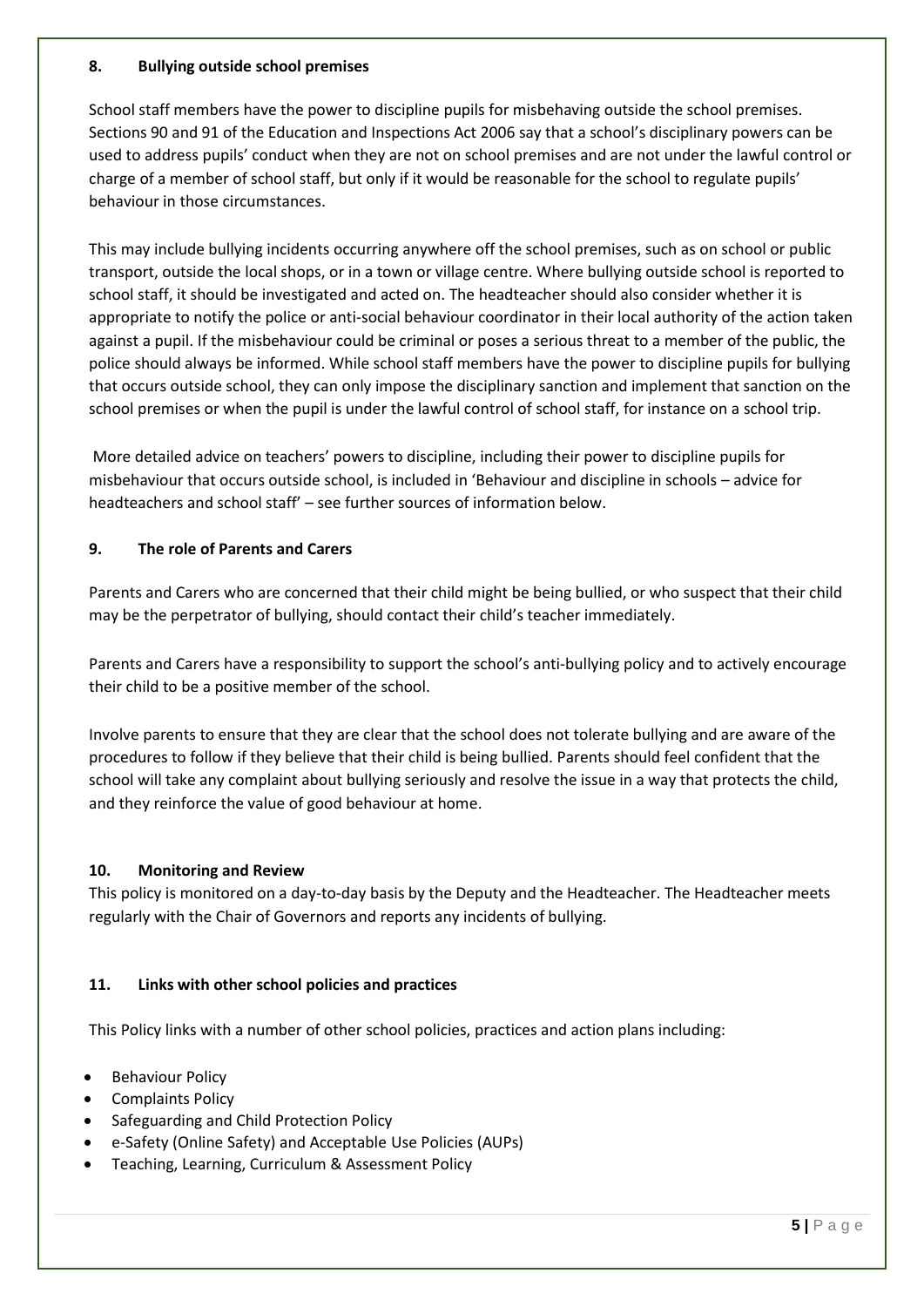## 8. Bullying outside school premises

School staff members have the power to discipline pupils for misbehaving outside the school premises. Sections 90 and 91 of the Education and Inspections Act 2006 say that a school's disciplinary powers can be used to address pupils' conduct when they are not on school premises and are not under the lawful control or charge of a member of school staff, but only if it would be reasonable for the school to regulate pupils' behaviour in those circumstances.

This may include bullying incidents occurring anywhere off the school premises, such as on school or public transport, outside the local shops, or in a town or village centre. Where bullying outside school is reported to school staff, it should be investigated and acted on. The headteacher should also consider whether it is appropriate to notify the police or anti-social behaviour coordinator in their local authority of the action taken against a pupil. If the misbehaviour could be criminal or poses a serious threat to a member of the public, the police should always be informed. While school staff members have the power to discipline pupils for bullying that occurs outside school, they can only impose the disciplinary sanction and implement that sanction on the school premises or when the pupil is under the lawful control of school staff, for instance on a school trip.

More detailed advice on teachers' powers to discipline, including their power to discipline pupils for misbehaviour that occurs outside school, is included in 'Behaviour and discipline in schools – advice for headteachers and school staff' – see further sources of information below.

## 9. The role of Parents and Carers

Parents and Carers who are concerned that their child might be being bullied, or who suspect that their child may be the perpetrator of bullying, should contact their child's teacher immediately.

Parents and Carers have a responsibility to support the school's anti-bullying policy and to actively encourage their child to be a positive member of the school.

Involve parents to ensure that they are clear that the school does not tolerate bullying and are aware of the procedures to follow if they believe that their child is being bullied. Parents should feel confident that the school will take any complaint about bullying seriously and resolve the issue in a way that protects the child, and they reinforce the value of good behaviour at home.

## 10. Monitoring and Review

This policy is monitored on a day-to-day basis by the Deputy and the Headteacher. The Headteacher meets regularly with the Chair of Governors and reports any incidents of bullying.

## 11. Links with other school policies and practices

This Policy links with a number of other school policies, practices and action plans including:

- Behaviour Policy
- Complaints Policy
- Safeguarding and Child Protection Policy
- e-Safety (Online Safety) and Acceptable Use Policies (AUPs)
- Teaching, Learning, Curriculum & Assessment Policy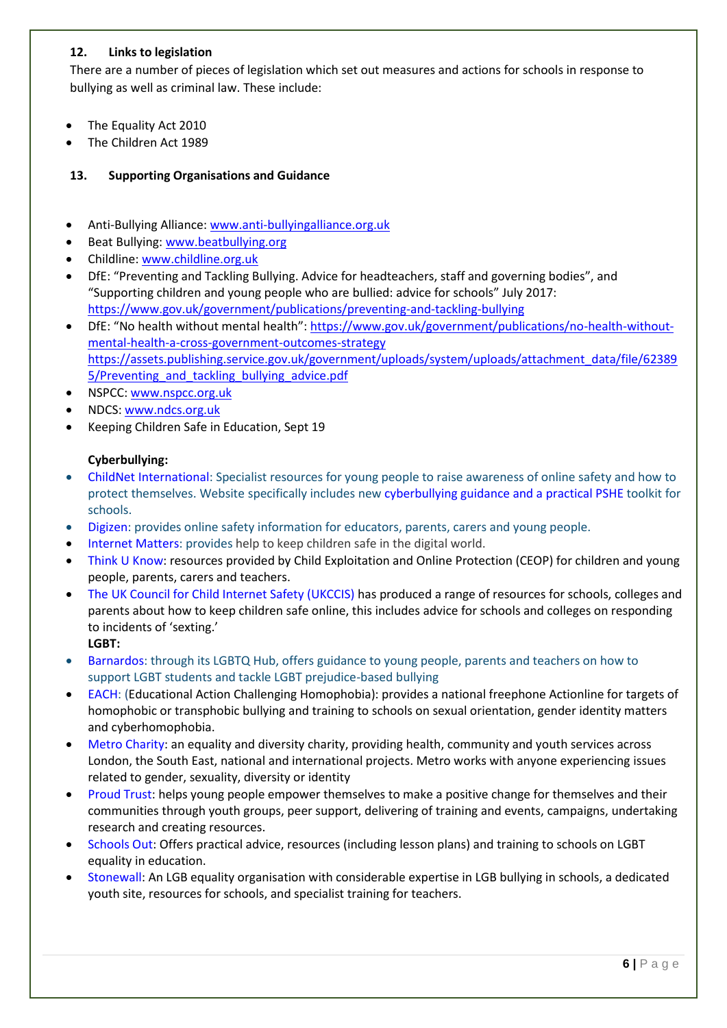## 12. Links to legislation

There are a number of pieces of legislation which set out measures and actions for schools in response to bullying as well as criminal law. These include:

- The Equality Act 2010
- The Children Act 1989

## 13. Supporting Organisations and Guidance

- Anti-Bullying Alliance: www.anti-bullyingalliance.org.uk
- Beat Bullying: www.beatbullying.org
- Childline: www.childline.org.uk
- DfE: "Preventing and Tackling Bullying. Advice for headteachers, staff and governing bodies", and "Supporting children and young people who are bullied: advice for schools" July 2017: https://www.gov.uk/government/publications/preventing-and-tackling-bullying
- DfE: "No health without mental health": https://www.gov.uk/government/publications/no-health-without-mental-health-a-cross-government-outcomes-strategy https://assets.publishing.service.gov.uk/government/uploads/system/uploads/attachment_data/file/623895/Preventing_and_tackling_bullying_advice.pdf
- NSPCC: www.nspcc.org.uk
- NDCS: www.ndcs.org.uk
- Keeping Children Safe in Education, Sept 19

**Cyberbullying:**

- ChildNet International: Specialist resources for young people to raise awareness of online safety and how to protect themselves. Website specifically includes new cyberbullying guidance and a practical PSHE toolkit for schools.
- Digizen: provides online safety information for educators, parents, carers and young people.
- Internet Matters: provides help to keep children safe in the digital world.
- Think U Know: resources provided by Child Exploitation and Online Protection (CEOP) for children and young people, parents, carers and teachers.
- The UK Council for Child Internet Safety (UKCCIS) has produced a range of resources for schools, colleges and parents about how to keep children safe online, this includes advice for schools and colleges on responding to incidents of 'sexting.'

**LGBT:**

- Barnardos: through its LGBTQ Hub, offers guidance to young people, parents and teachers on how to support LGBT students and tackle LGBT prejudice-based bullying
- EACH: (Educational Action Challenging Homophobia): provides a national freephone Actionline for targets of homophobic or transphobic bullying and training to schools on sexual orientation, gender identity matters and cyberhomophobia.
- Metro Charity: an equality and diversity charity, providing health, community and youth services across London, the South East, national and international projects. Metro works with anyone experiencing issues related to gender, sexuality, diversity or identity
- Proud Trust: helps young people empower themselves to make a positive change for themselves and their communities through youth groups, peer support, delivering of training and events, campaigns, undertaking research and creating resources.
- Schools Out: Offers practical advice, resources (including lesson plans) and training to schools on LGBT equality in education.
- Stonewall: An LGB equality organisation with considerable expertise in LGB bullying in schools, a dedicated youth site, resources for schools, and specialist training for teachers.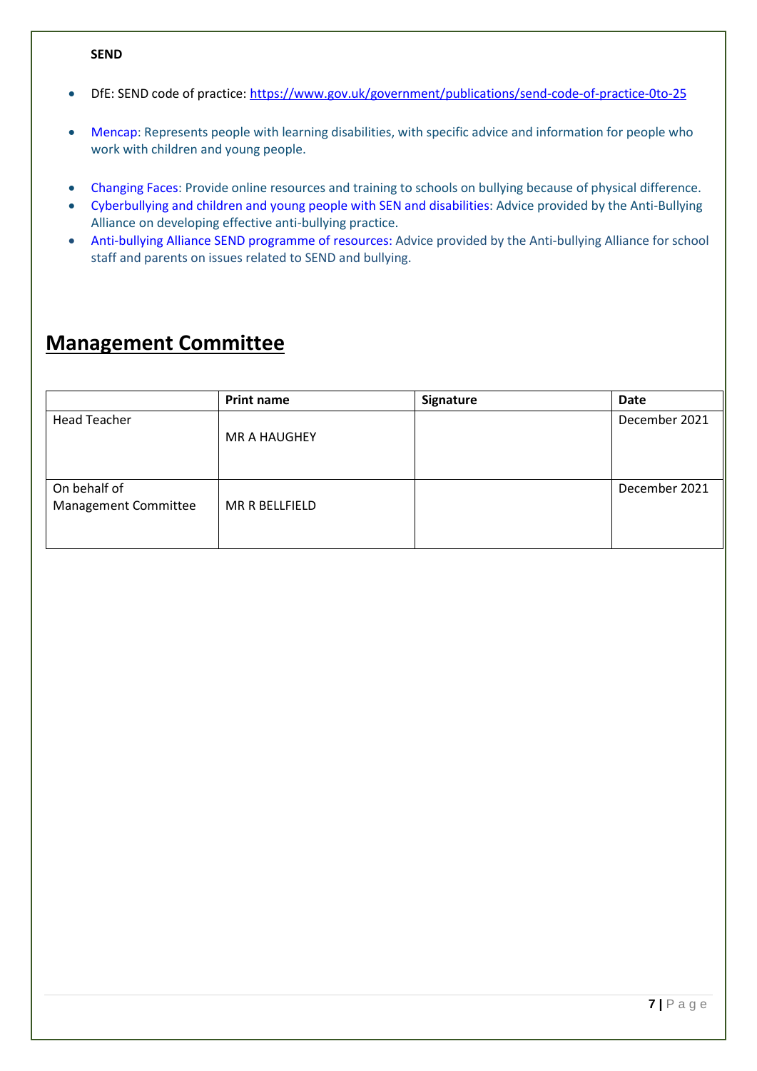**SEND**

- DfE: SEND code of practice: https://www.gov.uk/government/publications/send-code-of-practice-0to-25
- Mencap: Represents people with learning disabilities, with specific advice and information for people who work with children and young people.
- Changing Faces: Provide online resources and training to schools on bullying because of physical difference.
- Cyberbullying and children and young people with SEN and disabilities: Advice provided by the Anti-Bullying Alliance on developing effective anti-bullying practice.
- Anti-bullying Alliance SEND programme of resources: Advice provided by the Anti-bullying Alliance for school staff and parents on issues related to SEND and bullying.

## **Management Committee**

| | **Print name** | **Signature** | **Date** |
|---|---|---|---|
| Head Teacher | MR A HAUGHEY | | December 2021 |
| On behalf of Management Committee | MR R BELLFIELD | | December 2021 |